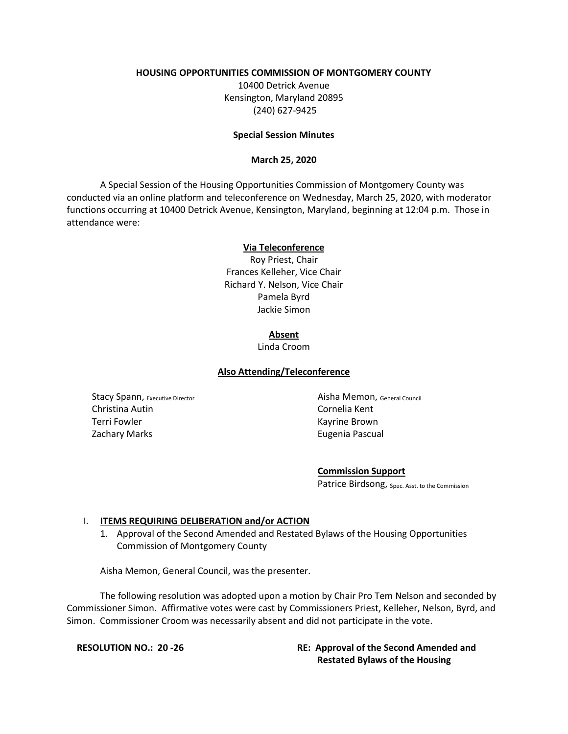**HOUSING OPPORTUNITIES COMMISSION OF MONTGOMERY COUNTY**

10400 Detrick Avenue
Kensington, Maryland 20895
(240) 627-9425

**Special Session Minutes**

**March 25, 2020**

A Special Session of the Housing Opportunities Commission of Montgomery County was conducted via an online platform and teleconference on Wednesday, March 25, 2020, with moderator functions occurring at 10400 Detrick Avenue, Kensington, Maryland, beginning at 12:04 p.m. Those in attendance were:

**Via Teleconference**

Roy Priest, Chair
Frances Kelleher, Vice Chair
Richard Y. Nelson, Vice Chair
Pamela Byrd
Jackie Simon

**Absent**

Linda Croom

**Also Attending/Teleconference**

Stacy Spann, Executive Director
Christina Autin
Terri Fowler
Zachary Marks
Aisha Memon, General Council
Cornelia Kent
Kayrine Brown
Eugenia Pascual

**Commission Support**

Patrice Birdsong, Spec. Asst. to the Commission

I. **ITEMS REQUIRING DELIBERATION and/or ACTION**

1. Approval of the Second Amended and Restated Bylaws of the Housing Opportunities Commission of Montgomery County

Aisha Memon, General Council, was the presenter.

The following resolution was adopted upon a motion by Chair Pro Tem Nelson and seconded by Commissioner Simon. Affirmative votes were cast by Commissioners Priest, Kelleher, Nelson, Byrd, and Simon. Commissioner Croom was necessarily absent and did not participate in the vote.

**RESOLUTION NO.: 20 -26**

**RE: Approval of the Second Amended and Restated Bylaws of the Housing**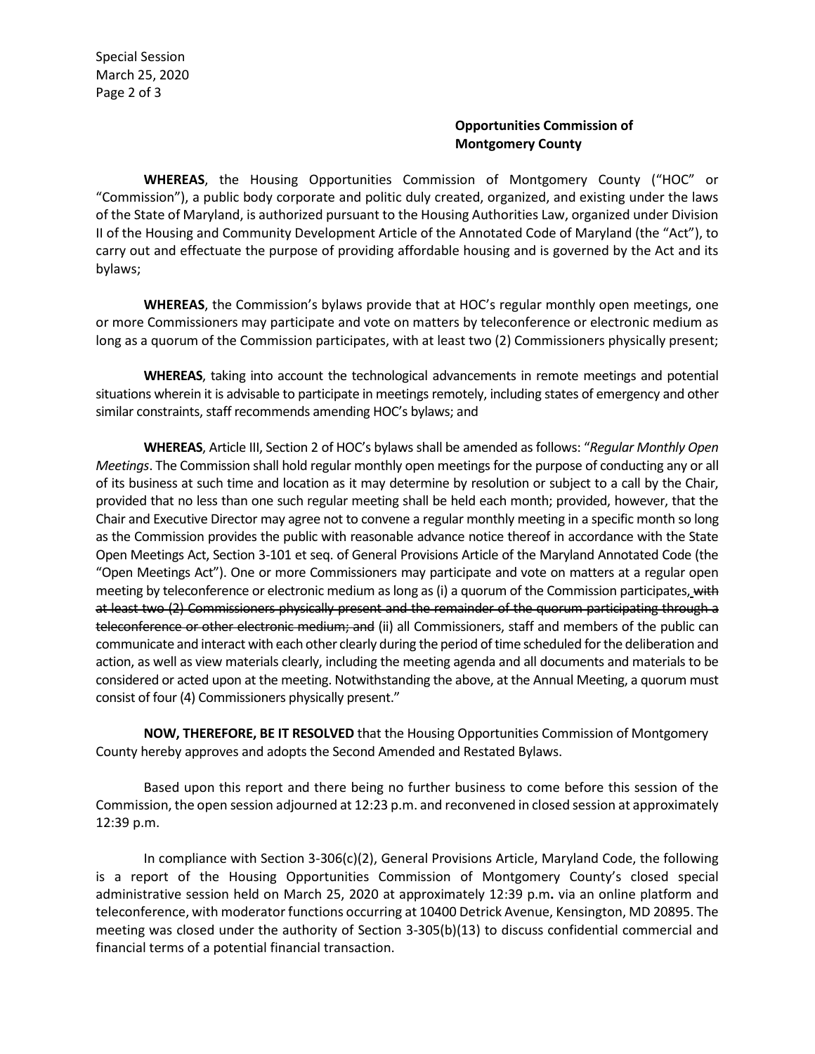**Opportunities Commission of Montgomery County**

**WHEREAS**, the Housing Opportunities Commission of Montgomery County ("HOC" or "Commission"), a public body corporate and politic duly created, organized, and existing under the laws of the State of Maryland, is authorized pursuant to the Housing Authorities Law, organized under Division II of the Housing and Community Development Article of the Annotated Code of Maryland (the "Act"), to carry out and effectuate the purpose of providing affordable housing and is governed by the Act and its bylaws;

**WHEREAS**, the Commission's bylaws provide that at HOC's regular monthly open meetings, one or more Commissioners may participate and vote on matters by teleconference or electronic medium as long as a quorum of the Commission participates, with at least two (2) Commissioners physically present;

**WHEREAS**, taking into account the technological advancements in remote meetings and potential situations wherein it is advisable to participate in meetings remotely, including states of emergency and other similar constraints, staff recommends amending HOC's bylaws; and

**WHEREAS**, Article III, Section 2 of HOC's bylaws shall be amended as follows: "*Regular Monthly Open Meetings*. The Commission shall hold regular monthly open meetings for the purpose of conducting any or all of its business at such time and location as it may determine by resolution or subject to a call by the Chair, provided that no less than one such regular meeting shall be held each month; provided, however, that the Chair and Executive Director may agree not to convene a regular monthly meeting in a specific month so long as the Commission provides the public with reasonable advance notice thereof in accordance with the State Open Meetings Act, Section 3-101 et seq. of General Provisions Article of the Maryland Annotated Code (the "Open Meetings Act"). One or more Commissioners may participate and vote on matters at a regular open meeting by teleconference or electronic medium as long as (i) a quorum of the Commission participates, ~~with at least two (2) Commissioners physically present and the remainder of the quorum participating through a teleconference or other electronic medium; and~~ (ii) all Commissioners, staff and members of the public can communicate and interact with each other clearly during the period of time scheduled for the deliberation and action, as well as view materials clearly, including the meeting agenda and all documents and materials to be considered or acted upon at the meeting. Notwithstanding the above, at the Annual Meeting, a quorum must consist of four (4) Commissioners physically present."

**NOW, THEREFORE, BE IT RESOLVED** that the Housing Opportunities Commission of Montgomery County hereby approves and adopts the Second Amended and Restated Bylaws.

Based upon this report and there being no further business to come before this session of the Commission, the open session adjourned at 12:23 p.m. and reconvened in closed session at approximately 12:39 p.m.

In compliance with Section 3-306(c)(2), General Provisions Article, Maryland Code, the following is a report of the Housing Opportunities Commission of Montgomery County's closed special administrative session held on March 25, 2020 at approximately 12:39 p.m**.** via an online platform and teleconference, with moderator functions occurring at 10400 Detrick Avenue, Kensington, MD 20895. The meeting was closed under the authority of Section 3-305(b)(13) to discuss confidential commercial and financial terms of a potential financial transaction.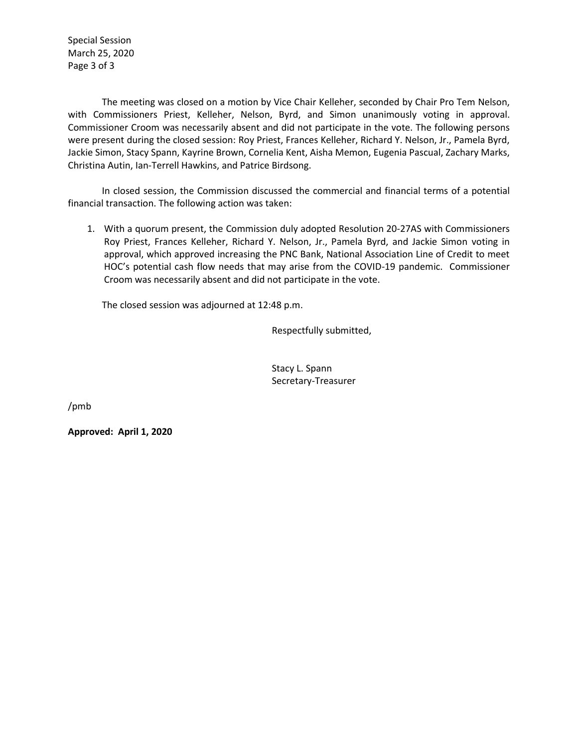The meeting was closed on a motion by Vice Chair Kelleher, seconded by Chair Pro Tem Nelson, with Commissioners Priest, Kelleher, Nelson, Byrd, and Simon unanimously voting in approval. Commissioner Croom was necessarily absent and did not participate in the vote. The following persons were present during the closed session: Roy Priest, Frances Kelleher, Richard Y. Nelson, Jr., Pamela Byrd, Jackie Simon, Stacy Spann, Kayrine Brown, Cornelia Kent, Aisha Memon, Eugenia Pascual, Zachary Marks, Christina Autin, Ian-Terrell Hawkins, and Patrice Birdsong.

In closed session, the Commission discussed the commercial and financial terms of a potential financial transaction. The following action was taken:

1. With a quorum present, the Commission duly adopted Resolution 20-27AS with Commissioners Roy Priest, Frances Kelleher, Richard Y. Nelson, Jr., Pamela Byrd, and Jackie Simon voting in approval, which approved increasing the PNC Bank, National Association Line of Credit to meet HOC's potential cash flow needs that may arise from the COVID-19 pandemic. Commissioner Croom was necessarily absent and did not participate in the vote.

The closed session was adjourned at 12:48 p.m.

Respectfully submitted,

Stacy L. Spann
Secretary-Treasurer

/pmb

**Approved: April 1, 2020**